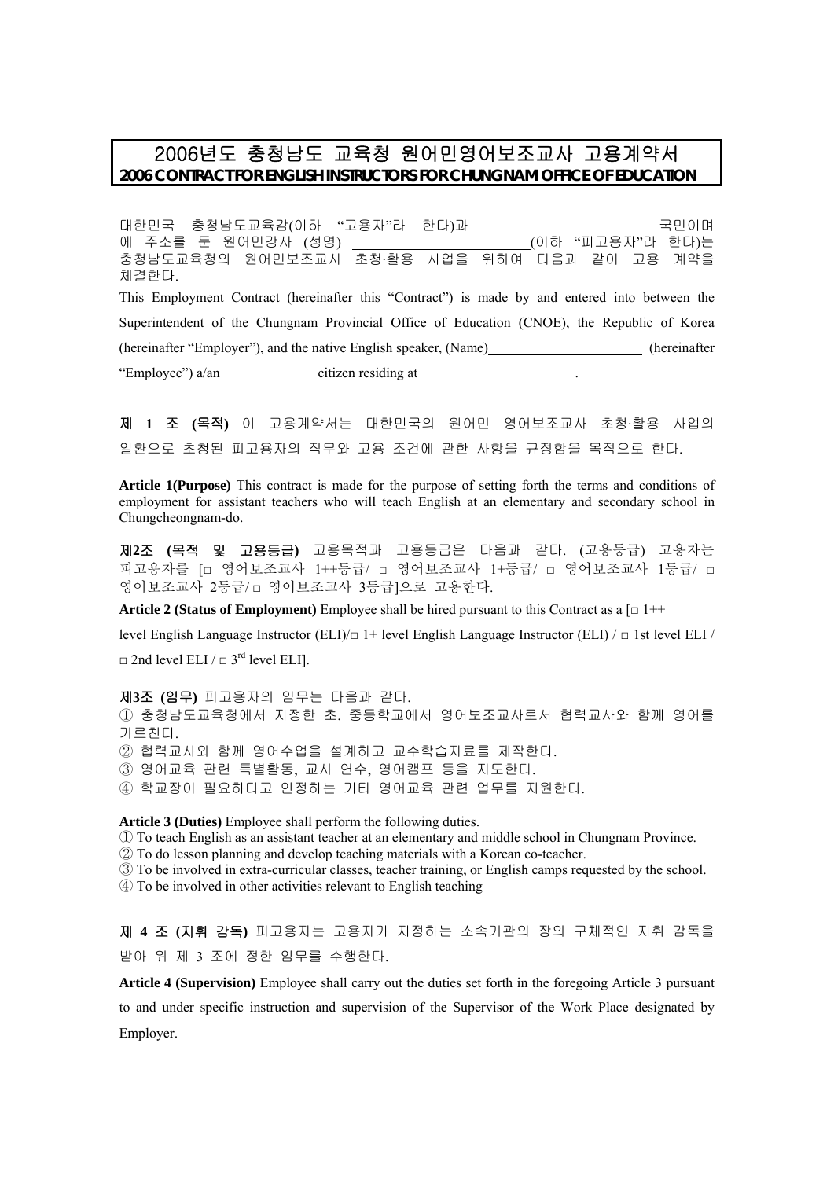# 2006년도 충청남도 교육청 원어민영어보조교사 고용계약서

**2006 CONTRACT FOR ENGLISH INSTRUCTORS FOR CHUNGNAM OFFICE OF EDUCATION**

대한민국 충청남도교육감(이하 "고용자"라 한다)과 ____________________국민이며 에 주소를 둔 원어민강사 (성명) ________________________(이하 "피고용자"라 한다)는 충청남도교육청의 원어민보조교사 초청·활용 사업을 위하여 다음과 같이 고용 계약을 체결한다.

This Employment Contract (hereinafter this "Contract") is made by and entered into between the Superintendent of the Chungnam Provincial Office of Education (CNOE), the Republic of Korea (hereinafter "Employer"), and the native English speaker, (Name)______________________ (hereinafter "Employee") a/an _____________citizen residing at _______________________.

**제 1 조 (목적)** 이 고용계약서는 대한민국의 원어민 영어보조교사 초청·활용 사업의 일환으로 초청된 피고용자의 직무와 고용 조건에 관한 사항을 규정함을 목적으로 한다.

**Article 1(Purpose)** This contract is made for the purpose of setting forth the terms and conditions of employment for assistant teachers who will teach English at an elementary and secondary school in Chungcheongnam-do.

**제2조 (목적 및 고용등급)** 고용목적과 고용등급은 다음과 같다. (고용등급) 고용자는 피고용자를 [□ 영어보조교사 1++등급/ □ 영어보조교사 1+등급/ □ 영어보조교사 1등급/ □ 영어보조교사 2등급/ □ 영어보조교사 3등급]으로 고용한다.

**Article 2 (Status of Employment)** Employee shall be hired pursuant to this Contract as a [□ 1++ level English Language Instructor (ELI)/□ 1+ level English Language Instructor (ELI) / □ 1st level ELI / □ 2nd level ELI / □ 3rd level ELI].

**제3조 (임무)** 피고용자의 임무는 다음과 같다.

① 충청남도교육청에서 지정한 초. 중등학교에서 영어보조교사로서 협력교사와 함께 영어를 가르친다.
② 협력교사와 함께 영어수업을 설계하고 교수학습자료를 제작한다.
③ 영어교육 관련 특별활동, 교사 연수, 영어캠프 등을 지도한다.
④ 학교장이 필요하다고 인정하는 기타 영어교육 관련 업무를 지원한다.

**Article 3 (Duties)** Employee shall perform the following duties.

① To teach English as an assistant teacher at an elementary and middle school in Chungnam Province.
② To do lesson planning and develop teaching materials with a Korean co-teacher.
③ To be involved in extra-curricular classes, teacher training, or English camps requested by the school.
④ To be involved in other activities relevant to English teaching

**제 4 조 (지휘 감독)** 피고용자는 고용자가 지정하는 소속기관의 장의 구체적인 지휘 감독을 받아 위 제 3 조에 정한 임무를 수행한다.

**Article 4 (Supervision)** Employee shall carry out the duties set forth in the foregoing Article 3 pursuant to and under specific instruction and supervision of the Supervisor of the Work Place designated by Employer.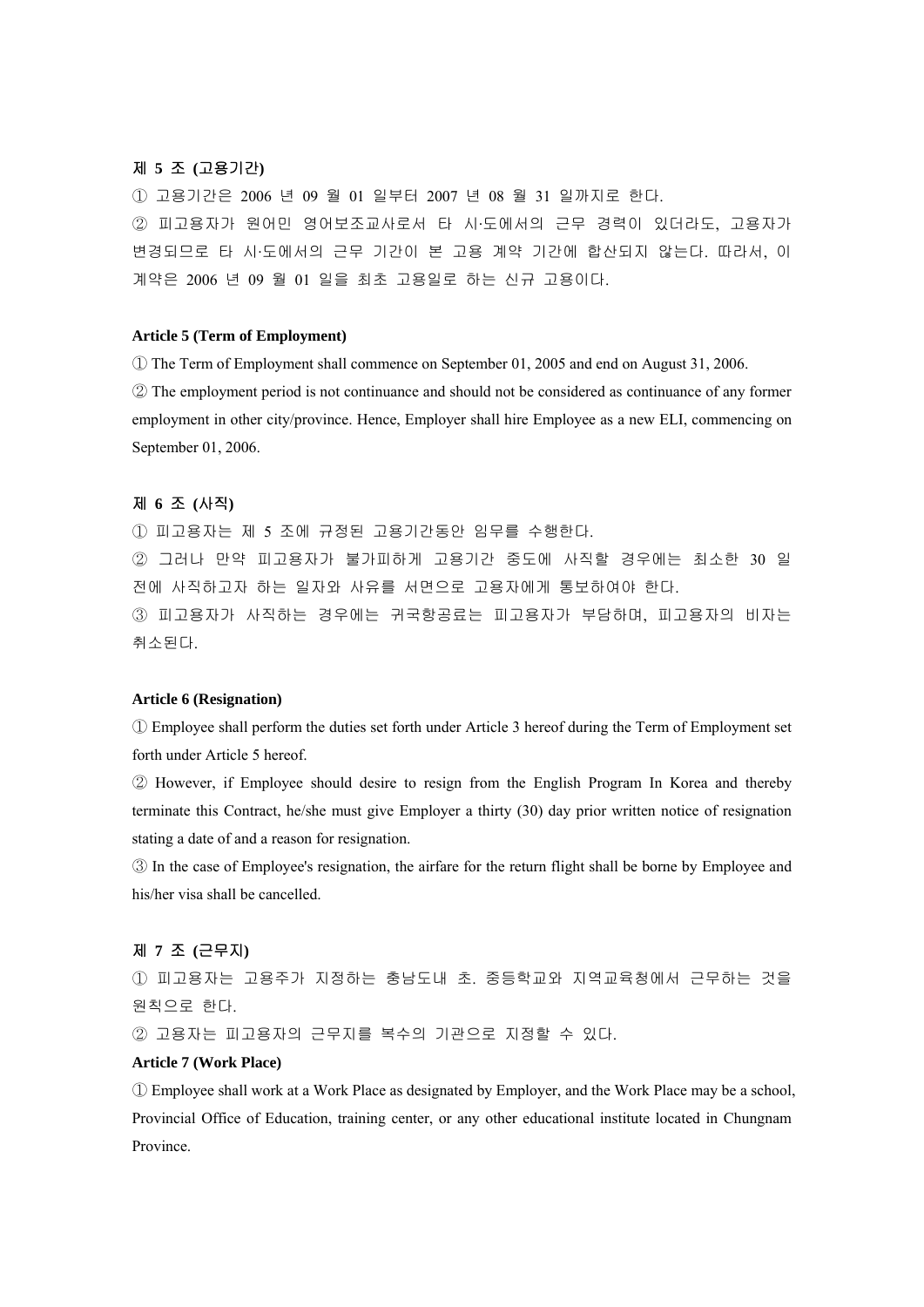**제 5 조 (고용기간)**

① 고용기간은 2006 년 09 월 01 일부터 2007 년 08 월 31 일까지로 한다.

② 피고용자가 원어민 영어보조교사로서 타 시·도에서의 근무 경력이 있더라도, 고용자가 변경되므로 타 시·도에서의 근무 기간이 본 고용 계약 기간에 합산되지 않는다. 따라서, 이 계약은 2006 년 09 월 01 일을 최초 고용일로 하는 신규 고용이다.

**Article 5 (Term of Employment)**

① The Term of Employment shall commence on September 01, 2005 and end on August 31, 2006.

② The employment period is not continuance and should not be considered as continuance of any former employment in other city/province. Hence, Employer shall hire Employee as a new ELI, commencing on September 01, 2006.

**제 6 조 (사직)**

① 피고용자는 제 5 조에 규정된 고용기간동안 임무를 수행한다.

② 그러나 만약 피고용자가 불가피하게 고용기간 중도에 사직할 경우에는 최소한 30 일 전에 사직하고자 하는 일자와 사유를 서면으로 고용자에게 통보하여야 한다.

③ 피고용자가 사직하는 경우에는 귀국항공료는 피고용자가 부담하며, 피고용자의 비자는 취소된다.

**Article 6 (Resignation)**

① Employee shall perform the duties set forth under Article 3 hereof during the Term of Employment set forth under Article 5 hereof.

② However, if Employee should desire to resign from the English Program In Korea and thereby terminate this Contract, he/she must give Employer a thirty (30) day prior written notice of resignation stating a date of and a reason for resignation.

③ In the case of Employee's resignation, the airfare for the return flight shall be borne by Employee and his/her visa shall be cancelled.

**제 7 조 (근무지)**

① 피고용자는 고용주가 지정하는 충남도내 초. 중등학교와 지역교육청에서 근무하는 것을 원칙으로 한다.

② 고용자는 피고용자의 근무지를 복수의 기관으로 지정할 수 있다.

**Article 7 (Work Place)**

① Employee shall work at a Work Place as designated by Employer, and the Work Place may be a school, Provincial Office of Education, training center, or any other educational institute located in Chungnam Province.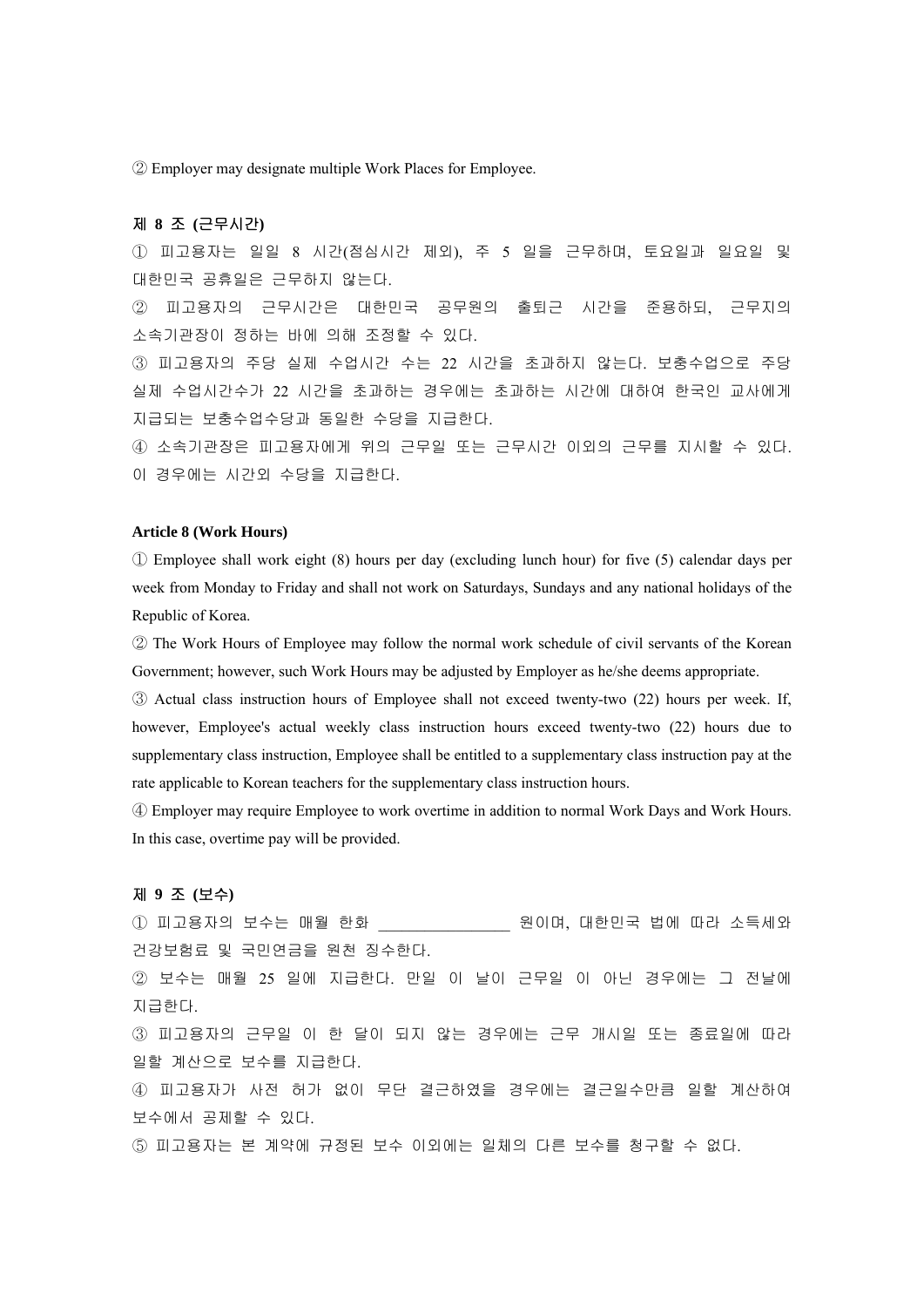② Employer may designate multiple Work Places for Employee.

**제 8 조 (근무시간)**

① 피고용자는 일일 8 시간(점심시간 제외), 주 5 일을 근무하며, 토요일과 일요일 및 대한민국 공휴일은 근무하지 않는다.

② 피고용자의 근무시간은 대한민국 공무원의 출퇴근 시간을 준용하되, 근무지의 소속기관장이 정하는 바에 의해 조정할 수 있다.

③ 피고용자의 주당 실제 수업시간 수는 22 시간을 초과하지 않는다. 보충수업으로 주당 실제 수업시간수가 22 시간을 초과하는 경우에는 초과하는 시간에 대하여 한국인 교사에게 지급되는 보충수업수당과 동일한 수당을 지급한다.

④ 소속기관장은 피고용자에게 위의 근무일 또는 근무시간 이외의 근무를 지시할 수 있다. 이 경우에는 시간외 수당을 지급한다.

**Article 8 (Work Hours)**

① Employee shall work eight (8) hours per day (excluding lunch hour) for five (5) calendar days per week from Monday to Friday and shall not work on Saturdays, Sundays and any national holidays of the Republic of Korea.

② The Work Hours of Employee may follow the normal work schedule of civil servants of the Korean Government; however, such Work Hours may be adjusted by Employer as he/she deems appropriate.

③ Actual class instruction hours of Employee shall not exceed twenty-two (22) hours per week. If, however, Employee's actual weekly class instruction hours exceed twenty-two (22) hours due to supplementary class instruction, Employee shall be entitled to a supplementary class instruction pay at the rate applicable to Korean teachers for the supplementary class instruction hours.

④ Employer may require Employee to work overtime in addition to normal Work Days and Work Hours. In this case, overtime pay will be provided.

**제 9 조 (보수)**

① 피고용자의 보수는 매월 한화 ________________ 원이며, 대한민국 법에 따라 소득세와 건강보험료 및 국민연금을 원천 징수한다.

② 보수는 매월 25 일에 지급한다. 만일 이 날이 근무일 이 아닌 경우에는 그 전날에 지급한다.

③ 피고용자의 근무일 이 한 달이 되지 않는 경우에는 근무 개시일 또는 종료일에 따라 일할 계산으로 보수를 지급한다.

④ 피고용자가 사전 허가 없이 무단 결근하였을 경우에는 결근일수만큼 일할 계산하여 보수에서 공제할 수 있다.

⑤ 피고용자는 본 계약에 규정된 보수 이외에는 일체의 다른 보수를 청구할 수 없다.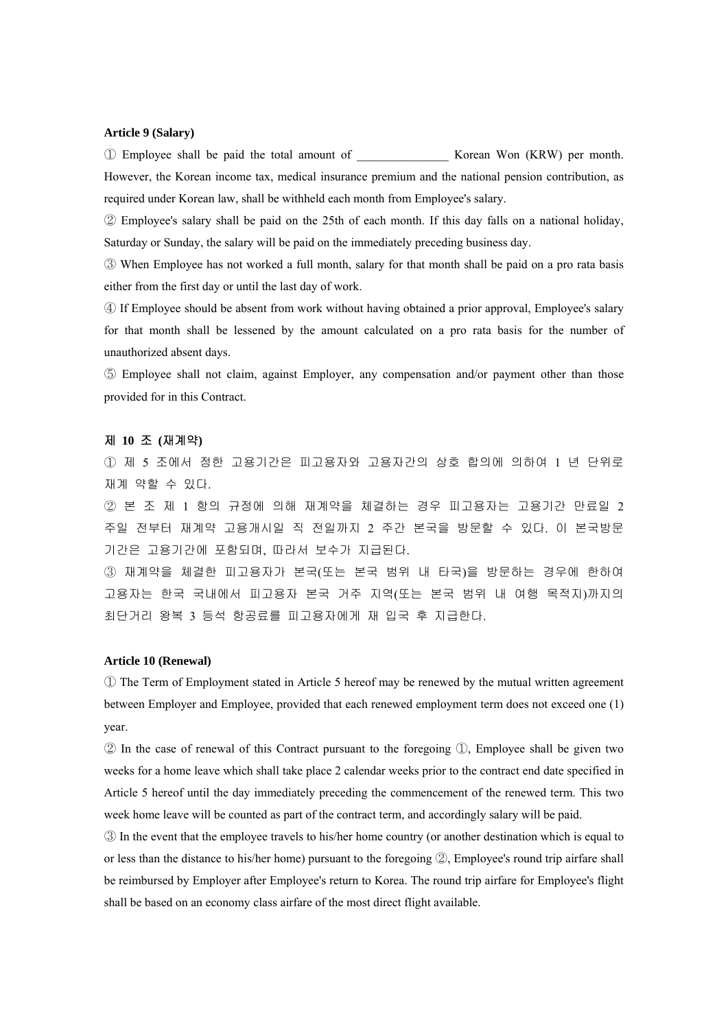**Article 9 (Salary)**

① Employee shall be paid the total amount of _______________ Korean Won (KRW) per month. However, the Korean income tax, medical insurance premium and the national pension contribution, as required under Korean law, shall be withheld each month from Employee's salary.

② Employee's salary shall be paid on the 25th of each month. If this day falls on a national holiday, Saturday or Sunday, the salary will be paid on the immediately preceding business day.

③ When Employee has not worked a full month, salary for that month shall be paid on a pro rata basis either from the first day or until the last day of work.

④ If Employee should be absent from work without having obtained a prior approval, Employee's salary for that month shall be lessened by the amount calculated on a pro rata basis for the number of unauthorized absent days.

⑤ Employee shall not claim, against Employer, any compensation and/or payment other than those provided for in this Contract.

**제 10 조 (재계약)**

① 제 5 조에서 정한 고용기간은 피고용자와 고용자간의 상호 합의에 의하여 1 년 단위로 재계 약할 수 있다.

② 본 조 제 1 항의 규정에 의해 재계약을 체결하는 경우 피고용자는 고용기간 만료일 2 주일 전부터 재계약 고용개시일 직 전일까지 2 주간 본국을 방문할 수 있다. 이 본국방문 기간은 고용기간에 포함되며, 따라서 보수가 지급된다.

③ 재계약을 체결한 피고용자가 본국(또는 본국 범위 내 타국)을 방문하는 경우에 한하여 고용자는 한국 국내에서 피고용자 본국 거주 지역(또는 본국 범위 내 여행 목적지)까지의 최단거리 왕복 3 등석 항공료를 피고용자에게 재 입국 후 지급한다.

**Article 10 (Renewal)**

① The Term of Employment stated in Article 5 hereof may be renewed by the mutual written agreement between Employer and Employee, provided that each renewed employment term does not exceed one (1) year.

② In the case of renewal of this Contract pursuant to the foregoing ①, Employee shall be given two weeks for a home leave which shall take place 2 calendar weeks prior to the contract end date specified in Article 5 hereof until the day immediately preceding the commencement of the renewed term. This two week home leave will be counted as part of the contract term, and accordingly salary will be paid.

③ In the event that the employee travels to his/her home country (or another destination which is equal to or less than the distance to his/her home) pursuant to the foregoing ②, Employee's round trip airfare shall be reimbursed by Employer after Employee's return to Korea. The round trip airfare for Employee's flight shall be based on an economy class airfare of the most direct flight available.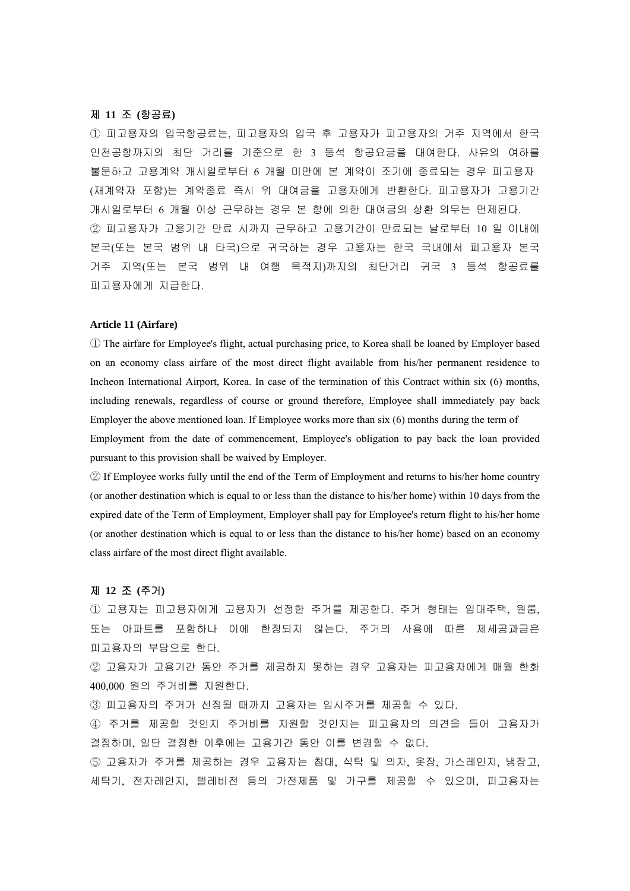**제 11 조 (항공료)**

① 피고용자의 입국항공료는, 피고용자의 입국 후 고용자가 피고용자의 거주 지역에서 한국 인천공항까지의 최단 거리를 기준으로 한 3 등석 항공요금을 대여한다. 사유의 여하를 불문하고 고용계약 개시일로부터 6 개월 미만에 본 계약이 조기에 종료되는 경우 피고용자 (재계약자 포함)는 계약종료 즉시 위 대여금을 고용자에게 반환한다. 피고용자가 고용기간 개시일로부터 6 개월 이상 근무하는 경우 본 항에 의한 대여금의 상환 의무는 면제된다.

② 피고용자가 고용기간 만료 시까지 근무하고 고용기간이 만료되는 날로부터 10 일 이내에 본국(또는 본국 범위 내 타국)으로 귀국하는 경우 고용자는 한국 국내에서 피고용자 본국 거주 지역(또는 본국 범위 내 여행 목적지)까지의 최단거리 귀국 3 등석 항공료를 피고용자에게 지급한다.

**Article 11 (Airfare)**

① The airfare for Employee's flight, actual purchasing price, to Korea shall be loaned by Employer based on an economy class airfare of the most direct flight available from his/her permanent residence to Incheon International Airport, Korea. In case of the termination of this Contract within six (6) months, including renewals, regardless of course or ground therefore, Employee shall immediately pay back Employer the above mentioned loan. If Employee works more than six (6) months during the term of Employment from the date of commencement, Employee's obligation to pay back the loan provided pursuant to this provision shall be waived by Employer.

② If Employee works fully until the end of the Term of Employment and returns to his/her home country (or another destination which is equal to or less than the distance to his/her home) within 10 days from the expired date of the Term of Employment, Employer shall pay for Employee's return flight to his/her home (or another destination which is equal to or less than the distance to his/her home) based on an economy class airfare of the most direct flight available.

**제 12 조 (주거)**

① 고용자는 피고용자에게 고용자가 선정한 주거를 제공한다. 주거 형태는 임대주택, 원룸, 또는 아파트를 포함하나 이에 한정되지 않는다. 주거의 사용에 따른 제세공과금은 피고용자의 부담으로 한다.

② 고용자가 고용기간 동안 주거를 제공하지 못하는 경우 고용자는 피고용자에게 매월 한화 400,000 원의 주거비를 지원한다.

③ 피고용자의 주거가 선정될 때까지 고용자는 임시주거를 제공할 수 있다.

④ 주거를 제공할 것인지 주거비를 지원할 것인지는 피고용자의 의견을 들어 고용자가 결정하며, 일단 결정한 이후에는 고용기간 동안 이를 변경할 수 없다.

⑤ 고용자가 주거를 제공하는 경우 고용자는 침대, 식탁 및 의자, 옷장, 가스레인지, 냉장고, 세탁기, 전자레인지, 텔레비전 등의 가전제품 및 가구를 제공할 수 있으며, 피고용자는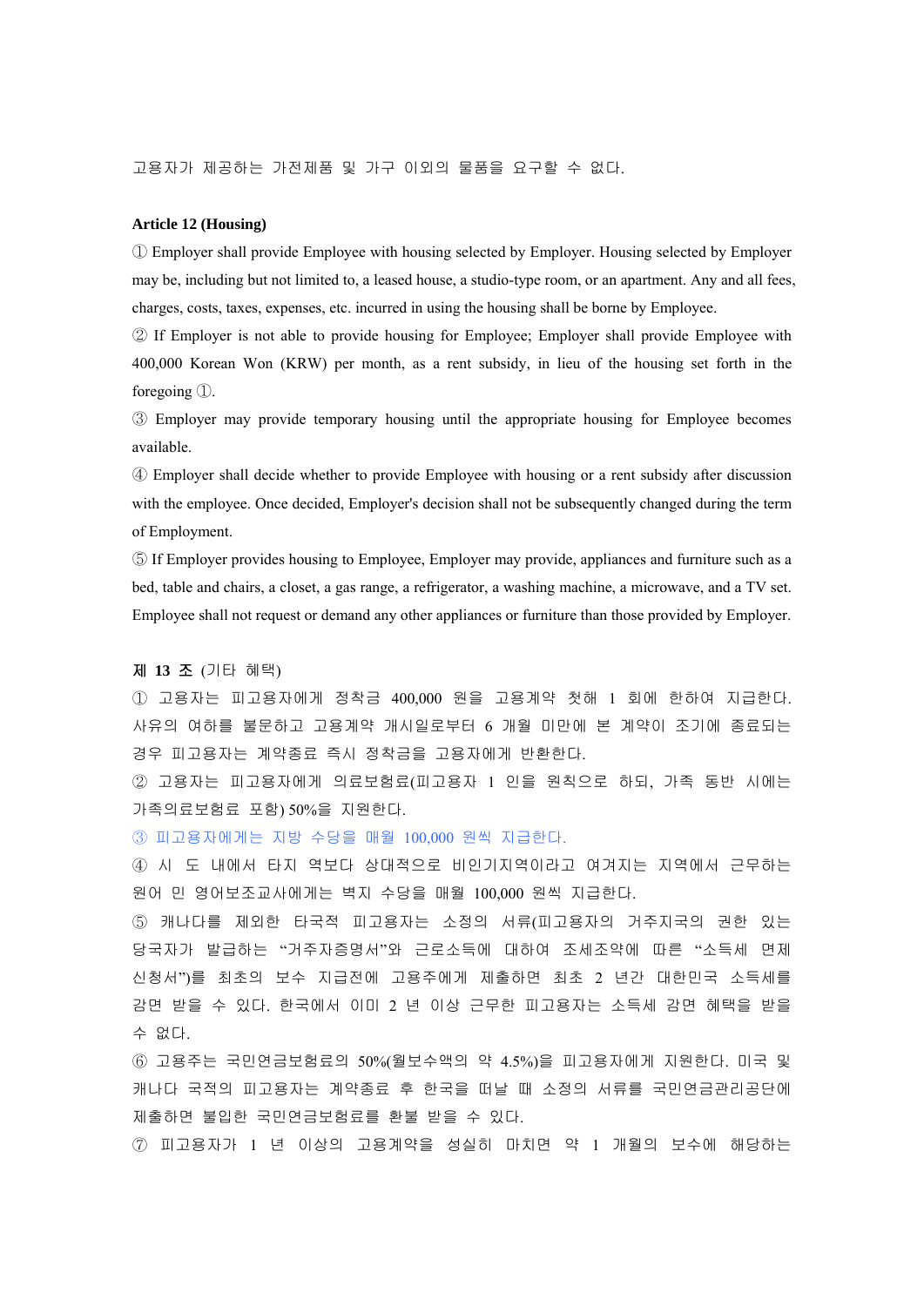고용자가 제공하는 가전제품 및 가구 이외의 물품을 요구할 수 없다.

**Article 12 (Housing)**

① Employer shall provide Employee with housing selected by Employer. Housing selected by Employer may be, including but not limited to, a leased house, a studio-type room, or an apartment. Any and all fees, charges, costs, taxes, expenses, etc. incurred in using the housing shall be borne by Employee.

② If Employer is not able to provide housing for Employee; Employer shall provide Employee with 400,000 Korean Won (KRW) per month, as a rent subsidy, in lieu of the housing set forth in the foregoing ①.

③ Employer may provide temporary housing until the appropriate housing for Employee becomes available.

④ Employer shall decide whether to provide Employee with housing or a rent subsidy after discussion with the employee. Once decided, Employer's decision shall not be subsequently changed during the term of Employment.

⑤ If Employer provides housing to Employee, Employer may provide, appliances and furniture such as a bed, table and chairs, a closet, a gas range, a refrigerator, a washing machine, a microwave, and a TV set. Employee shall not request or demand any other appliances or furniture than those provided by Employer.

**제 13 조** (기타 혜택)

① 고용자는 피고용자에게 정착금 400,000 원을 고용계약 첫해 1 회에 한하여 지급한다. 사유의 여하를 불문하고 고용계약 개시일로부터 6 개월 미만에 본 계약이 조기에 종료되는 경우 피고용자는 계약종료 즉시 정착금을 고용자에게 반환한다.

② 고용자는 피고용자에게 의료보험료(피고용자 1 인을 원칙으로 하되, 가족 동반 시에는 가족의료보험료 포함) 50%을 지원한다.

③ 피고용자에게는 지방 수당을 매월 100,000 원씩 지급한다.

④ 시 도 내에서 타지 역보다 상대적으로 비인기지역이라고 여겨지는 지역에서 근무하는 원어 민 영어보조교사에게는 벽지 수당을 매월 100,000 원씩 지급한다.

⑤ 캐나다를 제외한 타국적 피고용자는 소정의 서류(피고용자의 거주지국의 권한 있는 당국자가 발급하는 "거주자증명서"와 근로소득에 대하여 조세조약에 따른 "소득세 면제 신청서")를 최초의 보수 지급전에 고용주에게 제출하면 최초 2 년간 대한민국 소득세를 감면 받을 수 있다. 한국에서 이미 2 년 이상 근무한 피고용자는 소득세 감면 혜택을 받을 수 없다.

⑥ 고용주는 국민연금보험료의 50%(월보수액의 약 4.5%)을 피고용자에게 지원한다. 미국 및 캐나다 국적의 피고용자는 계약종료 후 한국을 떠날 때 소정의 서류를 국민연금관리공단에 제출하면 불입한 국민연금보험료를 환불 받을 수 있다.

⑦ 피고용자가 1 년 이상의 고용계약을 성실히 마치면 약 1 개월의 보수에 해당하는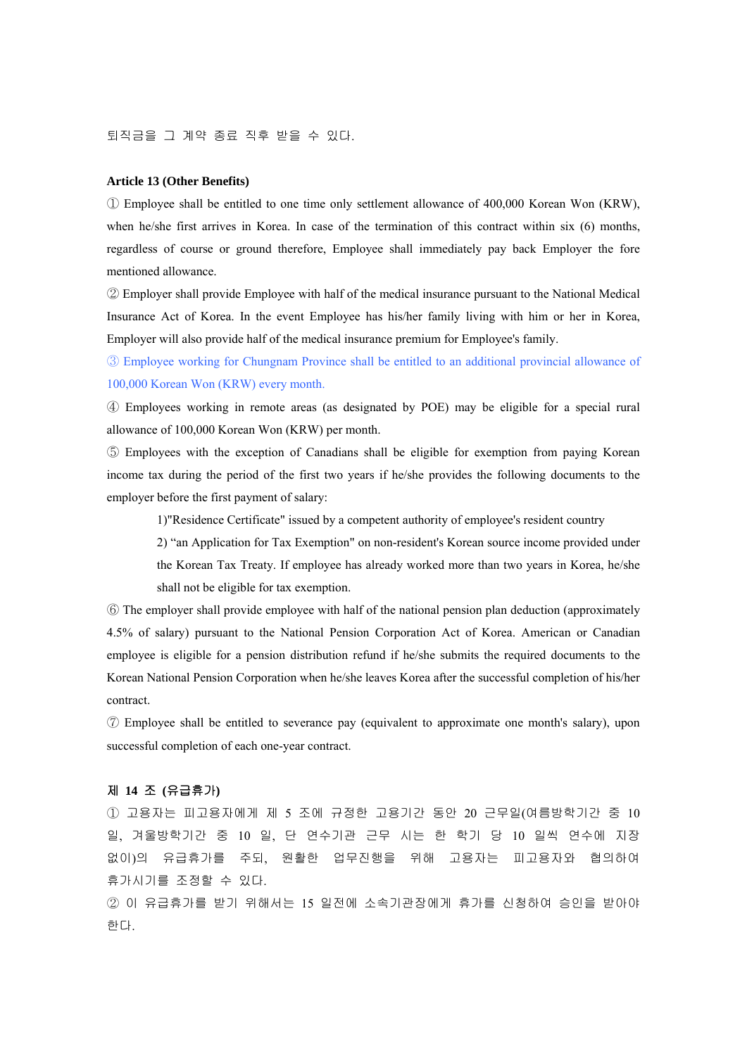퇴직금을 그 계약 종료 직후 받을 수 있다.

**Article 13 (Other Benefits)**

① Employee shall be entitled to one time only settlement allowance of 400,000 Korean Won (KRW), when he/she first arrives in Korea. In case of the termination of this contract within six (6) months, regardless of course or ground therefore, Employee shall immediately pay back Employer the fore mentioned allowance.

② Employer shall provide Employee with half of the medical insurance pursuant to the National Medical Insurance Act of Korea. In the event Employee has his/her family living with him or her in Korea, Employer will also provide half of the medical insurance premium for Employee's family.

③ Employee working for Chungnam Province shall be entitled to an additional provincial allowance of 100,000 Korean Won (KRW) every month.

④ Employees working in remote areas (as designated by POE) may be eligible for a special rural allowance of 100,000 Korean Won (KRW) per month.

⑤ Employees with the exception of Canadians shall be eligible for exemption from paying Korean income tax during the period of the first two years if he/she provides the following documents to the employer before the first payment of salary:

1)"Residence Certificate" issued by a competent authority of employee's resident country

2) "an Application for Tax Exemption" on non-resident's Korean source income provided under the Korean Tax Treaty. If employee has already worked more than two years in Korea, he/she shall not be eligible for tax exemption.

⑥ The employer shall provide employee with half of the national pension plan deduction (approximately 4.5% of salary) pursuant to the National Pension Corporation Act of Korea. American or Canadian employee is eligible for a pension distribution refund if he/she submits the required documents to the Korean National Pension Corporation when he/she leaves Korea after the successful completion of his/her contract.

⑦ Employee shall be entitled to severance pay (equivalent to approximate one month's salary), upon successful completion of each one-year contract.

**제 14 조 (유급휴가)**

① 고용자는 피고용자에게 제 5 조에 규정한 고용기간 동안 20 근무일(여름방학기간 중 10 일, 겨울방학기간 중 10 일, 단 연수기관 근무 시는 한 학기 당 10 일씩 연수에 지장 없이)의 유급휴가를 주되, 원활한 업무진행을 위해 고용자는 피고용자와 협의하여 휴가시기를 조정할 수 있다.

② 이 유급휴가를 받기 위해서는 15 일전에 소속기관장에게 휴가를 신청하여 승인을 받아야 한다.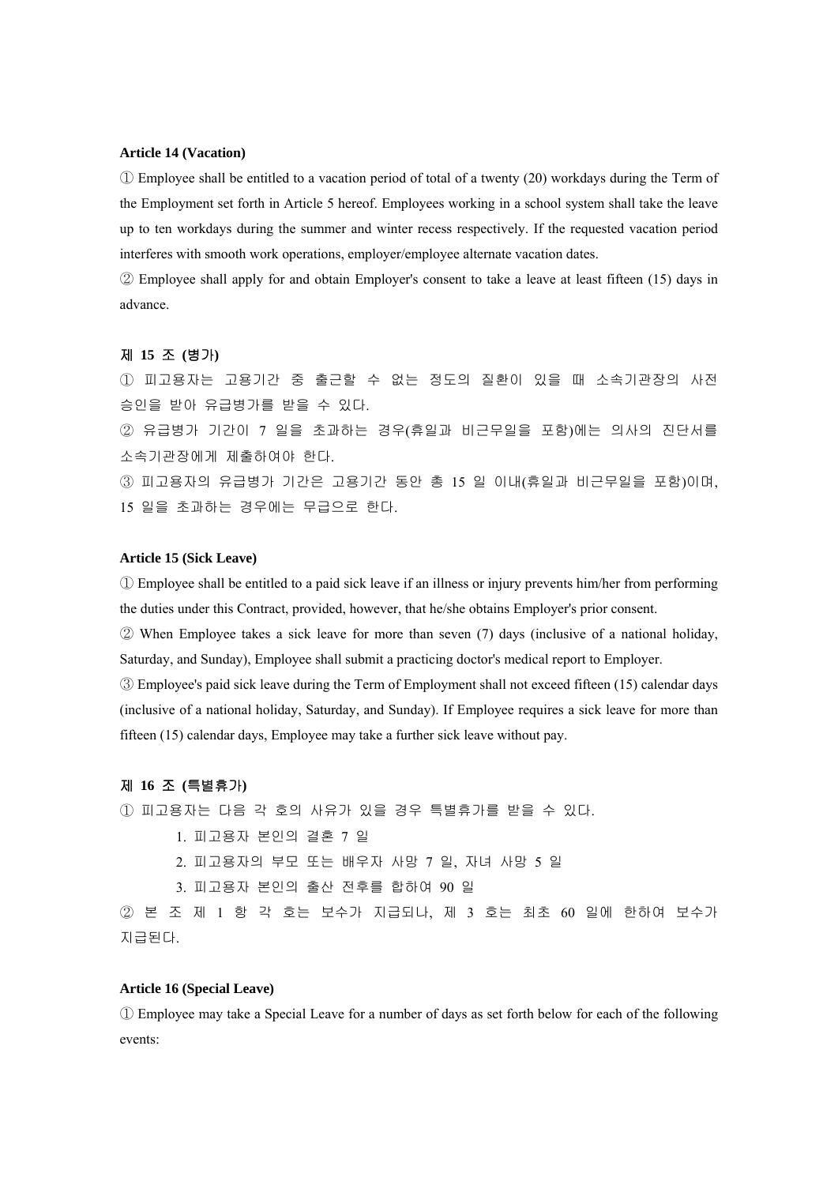**Article 14 (Vacation)**

① Employee shall be entitled to a vacation period of total of a twenty (20) workdays during the Term of the Employment set forth in Article 5 hereof. Employees working in a school system shall take the leave up to ten workdays during the summer and winter recess respectively. If the requested vacation period interferes with smooth work operations, employer/employee alternate vacation dates.

② Employee shall apply for and obtain Employer's consent to take a leave at least fifteen (15) days in advance.

**제 15 조 (병가)**

① 피고용자는 고용기간 중 출근할 수 없는 정도의 질환이 있을 때 소속기관장의 사전 승인을 받아 유급병가를 받을 수 있다.

② 유급병가 기간이 7 일을 초과하는 경우(휴일과 비근무일을 포함)에는 의사의 진단서를 소속기관장에게 제출하여야 한다.

③ 피고용자의 유급병가 기간은 고용기간 동안 총 15 일 이내(휴일과 비근무일을 포함)이며, 15 일을 초과하는 경우에는 무급으로 한다.

**Article 15 (Sick Leave)**

① Employee shall be entitled to a paid sick leave if an illness or injury prevents him/her from performing the duties under this Contract, provided, however, that he/she obtains Employer's prior consent.

② When Employee takes a sick leave for more than seven (7) days (inclusive of a national holiday, Saturday, and Sunday), Employee shall submit a practicing doctor's medical report to Employer.

③ Employee's paid sick leave during the Term of Employment shall not exceed fifteen (15) calendar days (inclusive of a national holiday, Saturday, and Sunday). If Employee requires a sick leave for more than fifteen (15) calendar days, Employee may take a further sick leave without pay.

**제 16 조 (특별휴가)**

① 피고용자는 다음 각 호의 사유가 있을 경우 특별휴가를 받을 수 있다.

1. 피고용자 본인의 결혼 7 일
2. 피고용자의 부모 또는 배우자 사망 7 일, 자녀 사망 5 일
3. 피고용자 본인의 출산 전후를 합하여 90 일

② 본 조 제 1 항 각 호는 보수가 지급되나, 제 3 호는 최초 60 일에 한하여 보수가 지급된다.

**Article 16 (Special Leave)**

① Employee may take a Special Leave for a number of days as set forth below for each of the following events: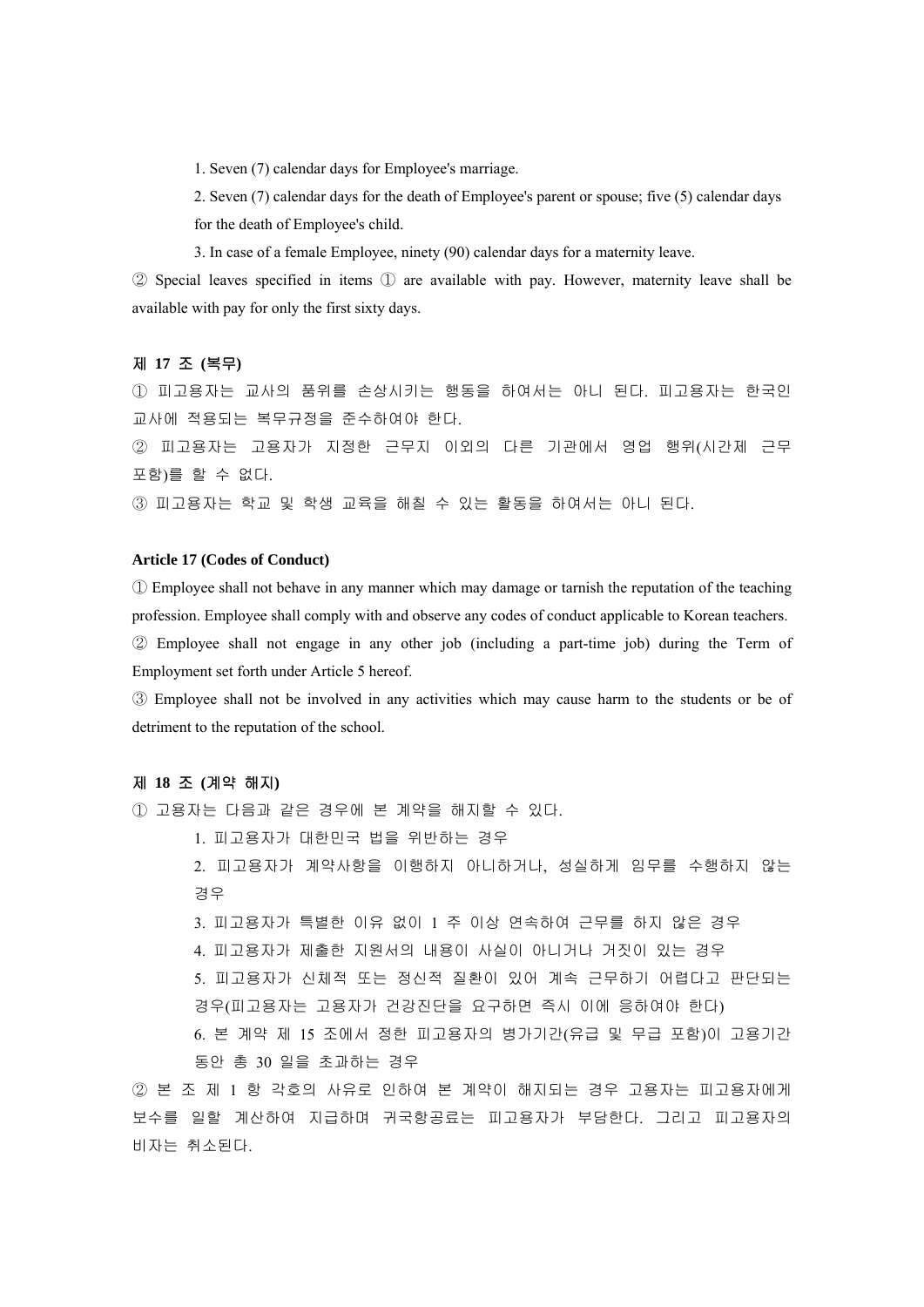1. Seven (7) calendar days for Employee's marriage.

2. Seven (7) calendar days for the death of Employee's parent or spouse; five (5) calendar days for the death of Employee's child.

3. In case of a female Employee, ninety (90) calendar days for a maternity leave.

② Special leaves specified in items ① are available with pay. However, maternity leave shall be available with pay for only the first sixty days.

**제 17 조 (복무)**

① 피고용자는 교사의 품위를 손상시키는 행동을 하여서는 아니 된다. 피고용자는 한국인 교사에 적용되는 복무규정을 준수하여야 한다.

② 피고용자는 고용자가 지정한 근무지 이외의 다른 기관에서 영업 행위(시간제 근무 포함)를 할 수 없다.

③ 피고용자는 학교 및 학생 교육을 해칠 수 있는 활동을 하여서는 아니 된다.

**Article 17 (Codes of Conduct)**

① Employee shall not behave in any manner which may damage or tarnish the reputation of the teaching profession. Employee shall comply with and observe any codes of conduct applicable to Korean teachers.

② Employee shall not engage in any other job (including a part-time job) during the Term of Employment set forth under Article 5 hereof.

③ Employee shall not be involved in any activities which may cause harm to the students or be of detriment to the reputation of the school.

**제 18 조 (계약 해지)**

① 고용자는 다음과 같은 경우에 본 계약을 해지할 수 있다.

1. 피고용자가 대한민국 법을 위반하는 경우

2. 피고용자가 계약사항을 이행하지 아니하거나, 성실하게 임무를 수행하지 않는 경우

3. 피고용자가 특별한 이유 없이 1 주 이상 연속하여 근무를 하지 않은 경우

4. 피고용자가 제출한 지원서의 내용이 사실이 아니거나 거짓이 있는 경우

5. 피고용자가 신체적 또는 정신적 질환이 있어 계속 근무하기 어렵다고 판단되는 경우(피고용자는 고용자가 건강진단을 요구하면 즉시 이에 응하여야 한다)

6. 본 계약 제 15 조에서 정한 피고용자의 병가기간(유급 및 무급 포함)이 고용기간 동안 총 30 일을 초과하는 경우

② 본 조 제 1 항 각호의 사유로 인하여 본 계약이 해지되는 경우 고용자는 피고용자에게 보수를 일할 계산하여 지급하며 귀국항공료는 피고용자가 부담한다. 그리고 피고용자의 비자는 취소된다.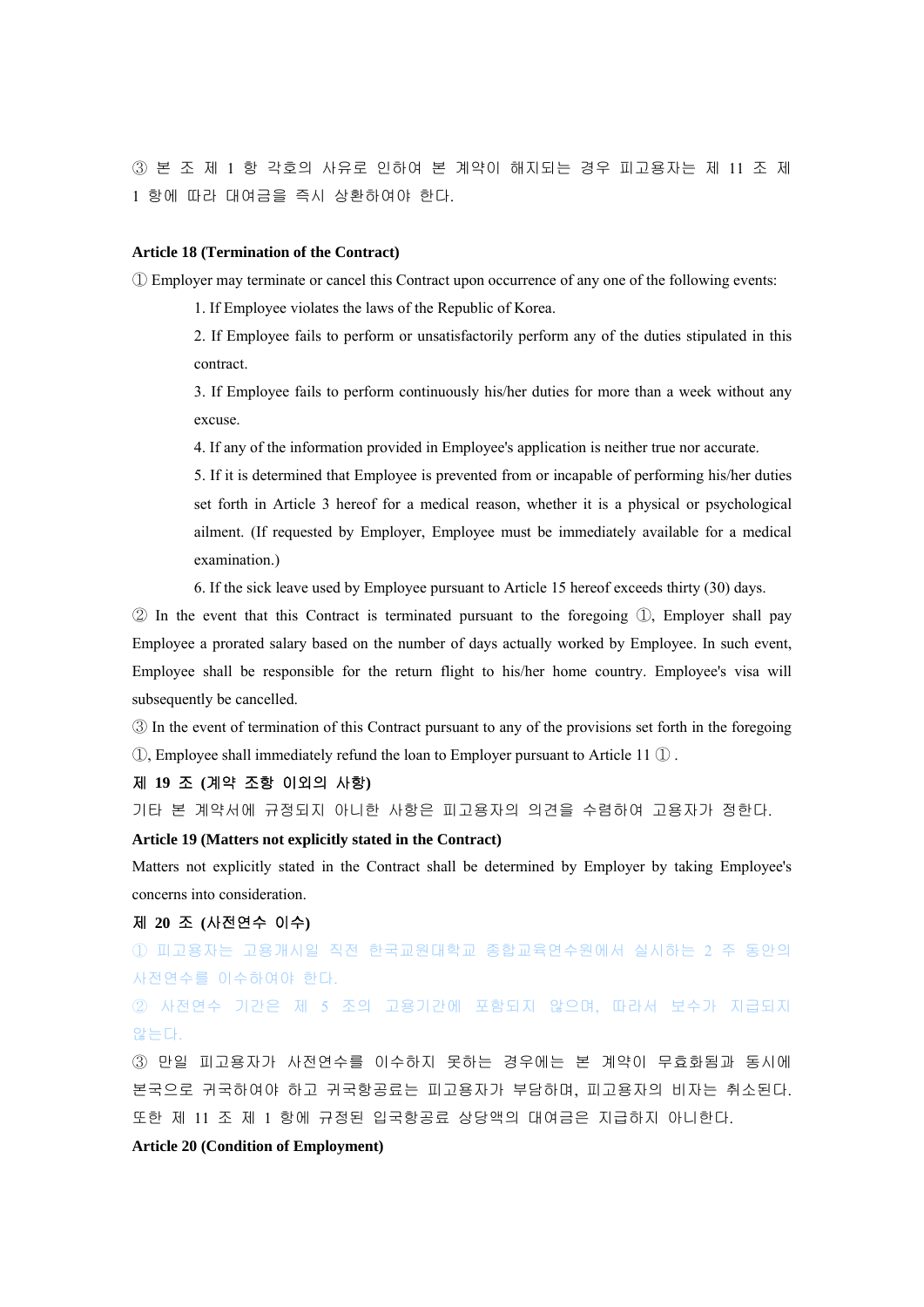③ 본 조 제 1 항 각호의 사유로 인하여 본 계약이 해지되는 경우 피고용자는 제 11 조 제 1 항에 따라 대여금을 즉시 상환하여야 한다.

**Article 18 (Termination of the Contract)**

① Employer may terminate or cancel this Contract upon occurrence of any one of the following events:

1. If Employee violates the laws of the Republic of Korea.
2. If Employee fails to perform or unsatisfactorily perform any of the duties stipulated in this contract.
3. If Employee fails to perform continuously his/her duties for more than a week without any excuse.
4. If any of the information provided in Employee's application is neither true nor accurate.
5. If it is determined that Employee is prevented from or incapable of performing his/her duties set forth in Article 3 hereof for a medical reason, whether it is a physical or psychological ailment. (If requested by Employer, Employee must be immediately available for a medical examination.)
6. If the sick leave used by Employee pursuant to Article 15 hereof exceeds thirty (30) days.

② In the event that this Contract is terminated pursuant to the foregoing ①, Employer shall pay Employee a prorated salary based on the number of days actually worked by Employee. In such event, Employee shall be responsible for the return flight to his/her home country. Employee's visa will subsequently be cancelled.

③ In the event of termination of this Contract pursuant to any of the provisions set forth in the foregoing ①, Employee shall immediately refund the loan to Employer pursuant to Article 11 ① .

**제 19 조 (계약 조항 이외의 사항)**

기타 본 계약서에 규정되지 아니한 사항은 피고용자의 의견을 수렴하여 고용자가 정한다.

**Article 19 (Matters not explicitly stated in the Contract)**

Matters not explicitly stated in the Contract shall be determined by Employer by taking Employee's concerns into consideration.

**제 20 조 (사전연수 이수)**

① 피고용자는 고용개시일 직전 한국교원대학교 종합교육연수원에서 실시하는 2 주 동안의 사전연수를 이수하여야 한다.

② 사전연수 기간은 제 5 조의 고용기간에 포함되지 않으며, 따라서 보수가 지급되지 않는다.

③ 만일 피고용자가 사전연수를 이수하지 못하는 경우에는 본 계약이 무효화됨과 동시에 본국으로 귀국하여야 하고 귀국항공료는 피고용자가 부담하며, 피고용자의 비자는 취소된다. 또한 제 11 조 제 1 항에 규정된 입국항공료 상당액의 대여금은 지급하지 아니한다.

**Article 20 (Condition of Employment)**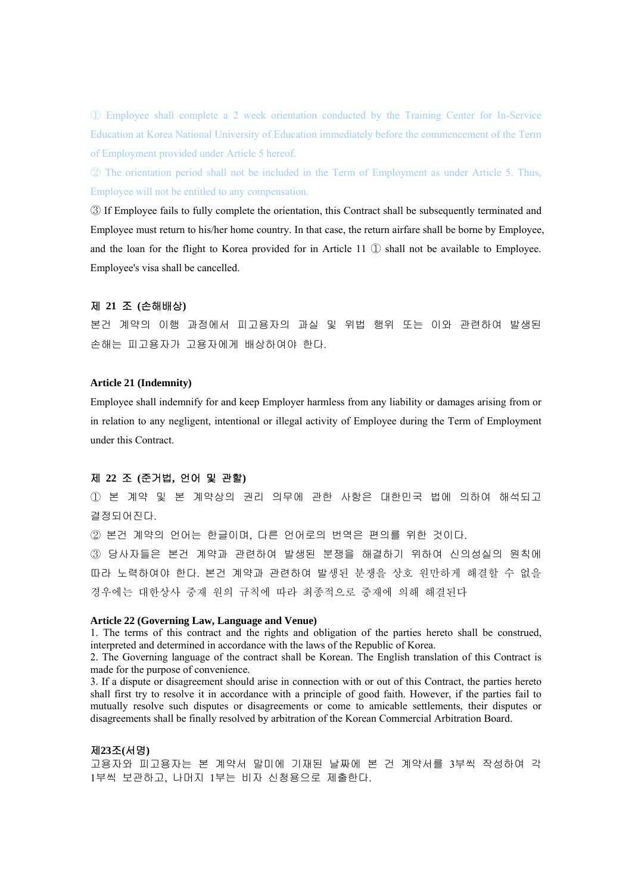① Employee shall complete a 2 week orientation conducted by the Training Center for In-Service Education at Korea National University of Education immediately before the commencement of the Term of Employment provided under Article 5 hereof.

② The orientation period shall not be included in the Term of Employment as under Article 5. Thus, Employee will not be entitled to any compensation.

③ If Employee fails to fully complete the orientation, this Contract shall be subsequently terminated and Employee must return to his/her home country. In that case, the return airfare shall be borne by Employee, and the loan for the flight to Korea provided for in Article 11 ① shall not be available to Employee. Employee's visa shall be cancelled.

**제 21 조 (손해배상)**

본건 계약의 이행 과정에서 피고용자의 과실 및 위법 행위 또는 이와 관련하여 발생된 손해는 피고용자가 고용자에게 배상하여야 한다.

**Article 21 (Indemnity)**

Employee shall indemnify for and keep Employer harmless from any liability or damages arising from or in relation to any negligent, intentional or illegal activity of Employee during the Term of Employment under this Contract.

**제 22 조 (준거법, 언어 및 관할)**

① 본 계약 및 본 계약상의 권리 의무에 관한 사항은 대한민국 법에 의하여 해석되고 결정되어진다.

② 본건 계약의 언어는 한글이며, 다른 언어로의 번역은 편의를 위한 것이다.

③ 당사자들은 본건 계약과 관련하여 발생된 분쟁을 해결하기 위하여 신의성실의 원칙에 따라 노력하여야 한다. 본건 계약과 관련하여 발생된 분쟁을 상호 원만하게 해결할 수 없을 경우에는 대한상사 중재 원의 규칙에 따라 최종적으로 중재에 의해 해결된다

**Article 22 (Governing Law, Language and Venue)**

1. The terms of this contract and the rights and obligation of the parties hereto shall be construed, interpreted and determined in accordance with the laws of the Republic of Korea.
2. The Governing language of the contract shall be Korean. The English translation of this Contract is made for the purpose of convenience.
3. If a dispute or disagreement should arise in connection with or out of this Contract, the parties hereto shall first try to resolve it in accordance with a principle of good faith. However, if the parties fail to mutually resolve such disputes or disagreements or come to amicable settlements, their disputes or disagreements shall be finally resolved by arbitration of the Korean Commercial Arbitration Board.

**제23조(서명)**

고용자와 피고용자는 본 계약서 말미에 기재된 날짜에 본 건 계약서를 3부씩 작성하여 각 1부씩 보관하고, 나머지 1부는 비자 신청용으로 제출한다.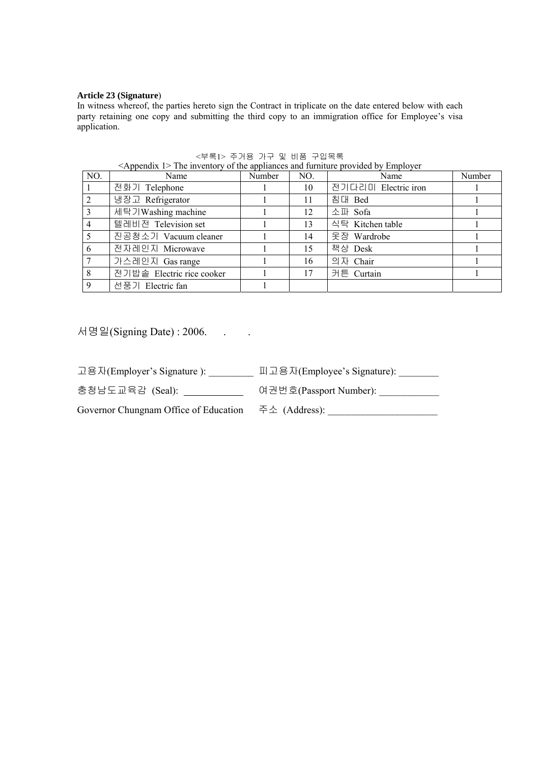**Article 23 (Signature**)

In witness whereof, the parties hereto sign the Contract in triplicate on the date entered below with each party retaining one copy and submitting the third copy to an immigration office for Employee's visa application.

<부록1> 주거용 가구 및 비품 구입목록

<Appendix 1> The inventory of the appliances and furniture provided by Employer

| NO. | Name | Number | NO. | Name | Number |
|---|---|---|---|---|---|
| 1 | 전화기 Telephone | 1 | 10 | 전기다리미 Electric iron | 1 |
| 2 | 냉장고 Refrigerator | 1 | 11 | 침대 Bed | 1 |
| 3 | 세탁기Washing machine | 1 | 12 | 소파 Sofa | 1 |
| 4 | 텔레비전 Television set | 1 | 13 | 식탁 Kitchen table | 1 |
| 5 | 진공청소기 Vacuum cleaner | 1 | 14 | 옷장 Wardrobe | 1 |
| 6 | 전자레인지 Microwave | 1 | 15 | 책상 Desk | 1 |
| 7 | 가스레인지 Gas range | 1 | 16 | 의자 Chair | 1 |
| 8 | 전기밥솥 Electric rice cooker | 1 | 17 | 커튼 Curtain | 1 |
| 9 | 선풍기 Electric fan | 1 | | | |

서명일(Signing Date) : 2006.　　.　　.

고용자(Employer's Signature ): _________ 피고용자(Employee's Signature): ________

충청남도교육감 (Seal): ____________ 여권번호(Passport Number): ____________

Governor Chungnam Office of Education 주소 (Address): ______________________